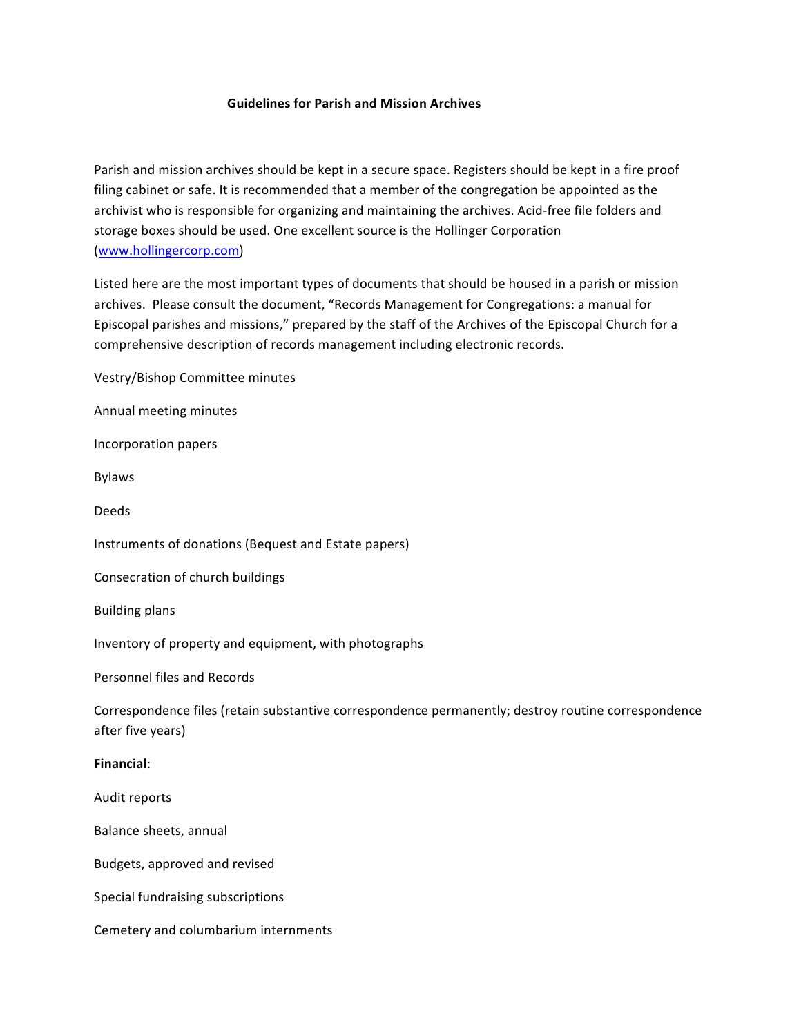# Guidelines for Parish and Mission Archives

Parish and mission archives should be kept in a secure space. Registers should be kept in a fire proof filing cabinet or safe. It is recommended that a member of the congregation be appointed as the archivist who is responsible for organizing and maintaining the archives. Acid-free file folders and storage boxes should be used. One excellent source is the Hollinger Corporation (www.hollingercorp.com)

Listed here are the most important types of documents that should be housed in a parish or mission archives. Please consult the document, "Records Management for Congregations: a manual for Episcopal parishes and missions," prepared by the staff of the Archives of the Episcopal Church for a comprehensive description of records management including electronic records.

Vestry/Bishop Committee minutes

Annual meeting minutes

Incorporation papers

Bylaws

Deeds

Instruments of donations (Bequest and Estate papers)

Consecration of church buildings

Building plans

Inventory of property and equipment, with photographs

Personnel files and Records

Correspondence files (retain substantive correspondence permanently; destroy routine correspondence after five years)

**Financial**:

Audit reports

Balance sheets, annual

Budgets, approved and revised

Special fundraising subscriptions

Cemetery and columbarium internments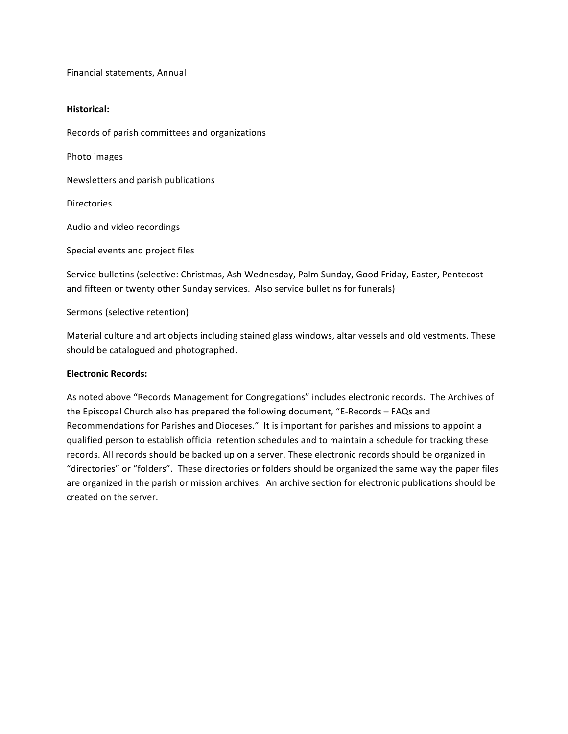Financial statements, Annual

**Historical:**

Records of parish committees and organizations

Photo images

Newsletters and parish publications

Directories

Audio and video recordings

Special events and project files

Service bulletins (selective: Christmas, Ash Wednesday, Palm Sunday, Good Friday, Easter, Pentecost and fifteen or twenty other Sunday services. Also service bulletins for funerals)

Sermons (selective retention)

Material culture and art objects including stained glass windows, altar vessels and old vestments. These should be catalogued and photographed.

**Electronic Records:**

As noted above "Records Management for Congregations" includes electronic records. The Archives of the Episcopal Church also has prepared the following document, "E-Records – FAQs and Recommendations for Parishes and Dioceses." It is important for parishes and missions to appoint a qualified person to establish official retention schedules and to maintain a schedule for tracking these records. All records should be backed up on a server. These electronic records should be organized in "directories" or "folders". These directories or folders should be organized the same way the paper files are organized in the parish or mission archives. An archive section for electronic publications should be created on the server.